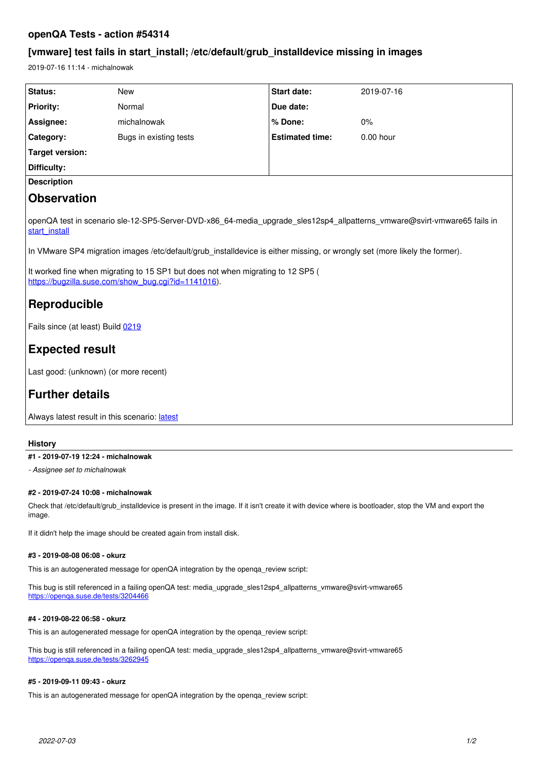# openQA Tests - action #54314

## [vmware] test fails in start_install; /etc/default/grub_installdevice missing in images

2019-07-16 11:14 - michalnowak

| Status: | New | Start date: | 2019-07-16 |
|---|---|---|---|
| Priority: | Normal | Due date: | |
| Assignee: | michalnowak | % Done: | 0% |
| Category: | Bugs in existing tests | Estimated time: | 0.00 hour |
| Target version: | | | |
| Difficulty: | | | |

**Description**

# Observation

openQA test in scenario sle-12-SP5-Server-DVD-x86_64-media_upgrade_sles12sp4_allpatterns_vmware@svirt-vmware65 fails in start_install

In VMware SP4 migration images /etc/default/grub_installdevice is either missing, or wrongly set (more likely the former).

It worked fine when migrating to 15 SP1 but does not when migrating to 12 SP5 ( https://bugzilla.suse.com/show_bug.cgi?id=1141016).

# Reproducible

Fails since (at least) Build 0219

# Expected result

Last good: (unknown) (or more recent)

# Further details

Always latest result in this scenario: latest

**History**

**#1 - 2019-07-19 12:24 - michalnowak**

*- Assignee set to michalnowak*

**#2 - 2019-07-24 10:08 - michalnowak**

Check that /etc/default/grub_installdevice is present in the image. If it isn't create it with device where is bootloader, stop the VM and export the image.

If it didn't help the image should be created again from install disk.

**#3 - 2019-08-08 06:08 - okurz**

This is an autogenerated message for openQA integration by the openqa_review script:

This bug is still referenced in a failing openQA test: media_upgrade_sles12sp4_allpatterns_vmware@svirt-vmware65
https://openqa.suse.de/tests/3204466

**#4 - 2019-08-22 06:58 - okurz**

This is an autogenerated message for openQA integration by the openqa_review script:

This bug is still referenced in a failing openQA test: media_upgrade_sles12sp4_allpatterns_vmware@svirt-vmware65
https://openqa.suse.de/tests/3262945

**#5 - 2019-09-11 09:43 - okurz**

This is an autogenerated message for openQA integration by the openqa_review script: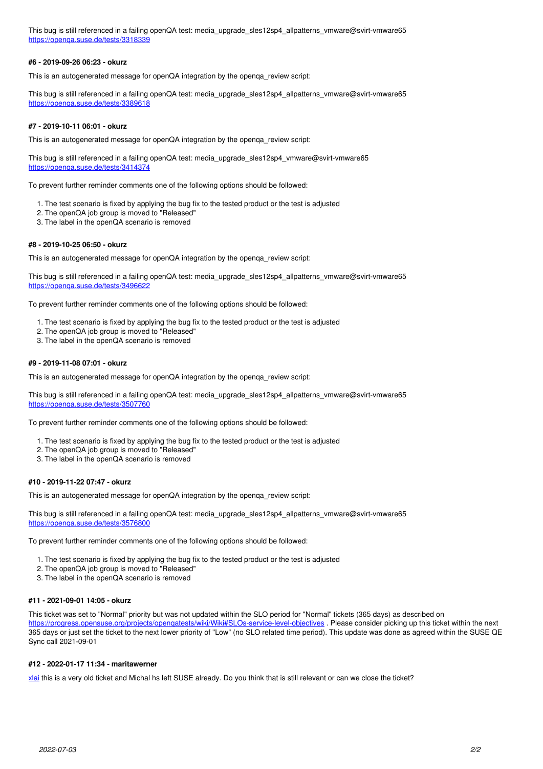This bug is still referenced in a failing openQA test: media_upgrade_sles12sp4_allpatterns_vmware@svirt-vmware65
https://openqa.suse.de/tests/3318339

#### #6 - 2019-09-26 06:23 - okurz

This is an autogenerated message for openQA integration by the openqa_review script:

This bug is still referenced in a failing openQA test: media_upgrade_sles12sp4_allpatterns_vmware@svirt-vmware65
https://openqa.suse.de/tests/3389618

#### #7 - 2019-10-11 06:01 - okurz

This is an autogenerated message for openQA integration by the openqa_review script:

This bug is still referenced in a failing openQA test: media_upgrade_sles12sp4_vmware@svirt-vmware65
https://openqa.suse.de/tests/3414374

To prevent further reminder comments one of the following options should be followed:

1. The test scenario is fixed by applying the bug fix to the tested product or the test is adjusted
2. The openQA job group is moved to "Released"
3. The label in the openQA scenario is removed

#### #8 - 2019-10-25 06:50 - okurz

This is an autogenerated message for openQA integration by the openqa_review script:

This bug is still referenced in a failing openQA test: media_upgrade_sles12sp4_allpatterns_vmware@svirt-vmware65
https://openqa.suse.de/tests/3496622

To prevent further reminder comments one of the following options should be followed:

1. The test scenario is fixed by applying the bug fix to the tested product or the test is adjusted
2. The openQA job group is moved to "Released"
3. The label in the openQA scenario is removed

#### #9 - 2019-11-08 07:01 - okurz

This is an autogenerated message for openQA integration by the openqa_review script:

This bug is still referenced in a failing openQA test: media_upgrade_sles12sp4_allpatterns_vmware@svirt-vmware65
https://openqa.suse.de/tests/3507760

To prevent further reminder comments one of the following options should be followed:

1. The test scenario is fixed by applying the bug fix to the tested product or the test is adjusted
2. The openQA job group is moved to "Released"
3. The label in the openQA scenario is removed

#### #10 - 2019-11-22 07:47 - okurz

This is an autogenerated message for openQA integration by the openqa_review script:

This bug is still referenced in a failing openQA test: media_upgrade_sles12sp4_allpatterns_vmware@svirt-vmware65
https://openqa.suse.de/tests/3576800

To prevent further reminder comments one of the following options should be followed:

1. The test scenario is fixed by applying the bug fix to the tested product or the test is adjusted
2. The openQA job group is moved to "Released"
3. The label in the openQA scenario is removed

#### #11 - 2021-09-01 14:05 - okurz

This ticket was set to "Normal" priority but was not updated within the SLO period for "Normal" tickets (365 days) as described on https://progress.opensuse.org/projects/openqatests/wiki/Wiki#SLOs-service-level-objectives . Please consider picking up this ticket within the next 365 days or just set the ticket to the next lower priority of "Low" (no SLO related time period). This update was done as agreed within the SUSE QE Sync call 2021-09-01

#### #12 - 2022-01-17 11:34 - maritawerner

xlai this is a very old ticket and Michal hs left SUSE already. Do you think that is still relevant or can we close the ticket?